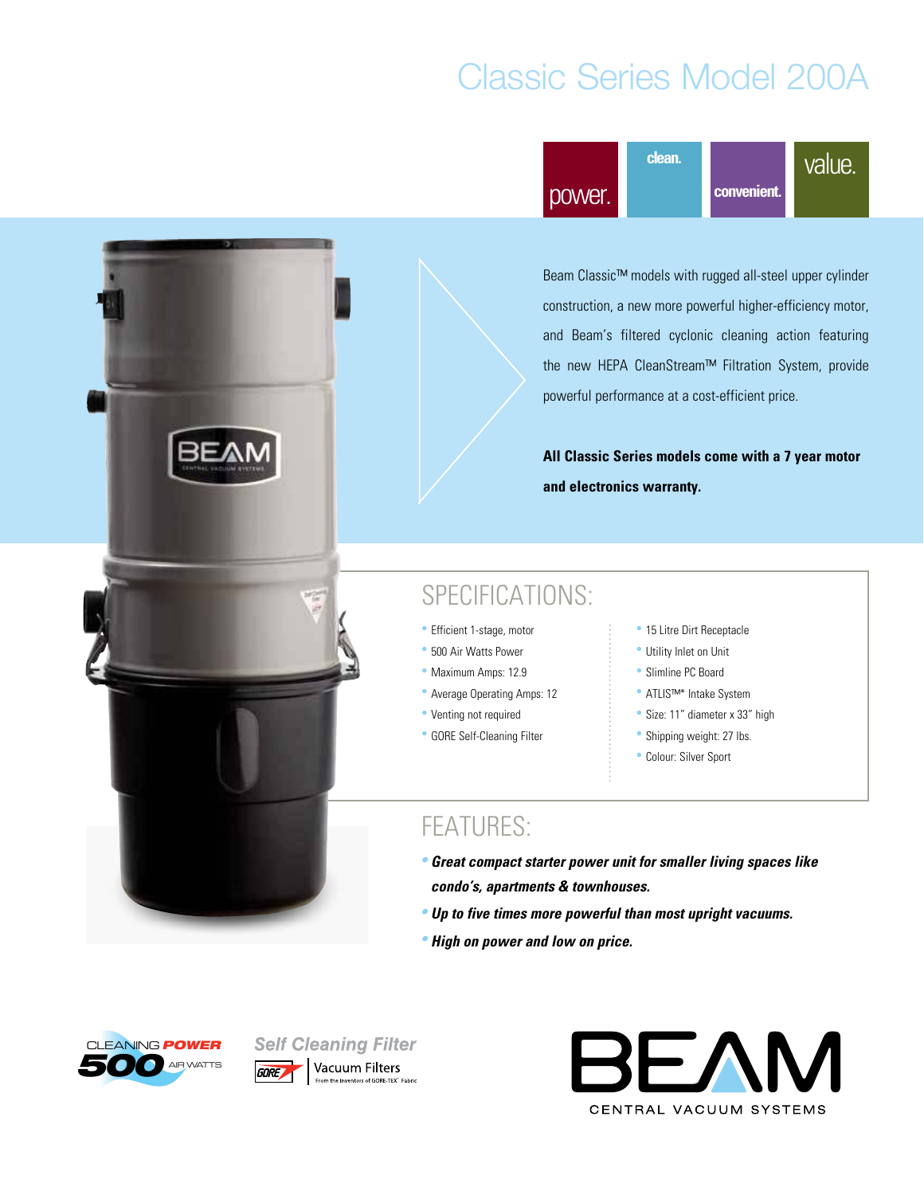# Classic Series Model 200A

power. clean. convenient. value.

Beam Classic™ models with rugged all-steel upper cylinder construction, a new more powerful higher-efficiency motor, and Beam's filtered cyclonic cleaning action featuring the new HEPA CleanStream™ Filtration System, provide powerful performance at a cost-efficient price.

**All Classic Series models come with a 7 year motor and electronics warranty.**

## SPECIFICATIONS:

- Efficient 1-stage, motor
- 500 Air Watts Power
- Maximum Amps: 12.9
- Average Operating Amps: 12
- Venting not required
- GORE Self-Cleaning Filter
- 15 Litre Dirt Receptacle
- Utility Inlet on Unit
- Slimline PC Board
- ATLIS™* Intake System
- Size: 11" diameter x 33" high
- Shipping weight: 27 lbs.
- Colour: Silver Sport

## FEATURES:

- ***Great compact starter power unit for smaller living spaces like condo's, apartments & townhouses.***
- ***Up to five times more powerful than most upright vacuums.***
- ***High on power and low on price.***

CLEANING POWER 500 AIR WATTS

Self Cleaning Filter

GORE Vacuum Filters — From the Inventors of GORE-TEX® Fabric

BEAM CENTRAL VACUUM SYSTEMS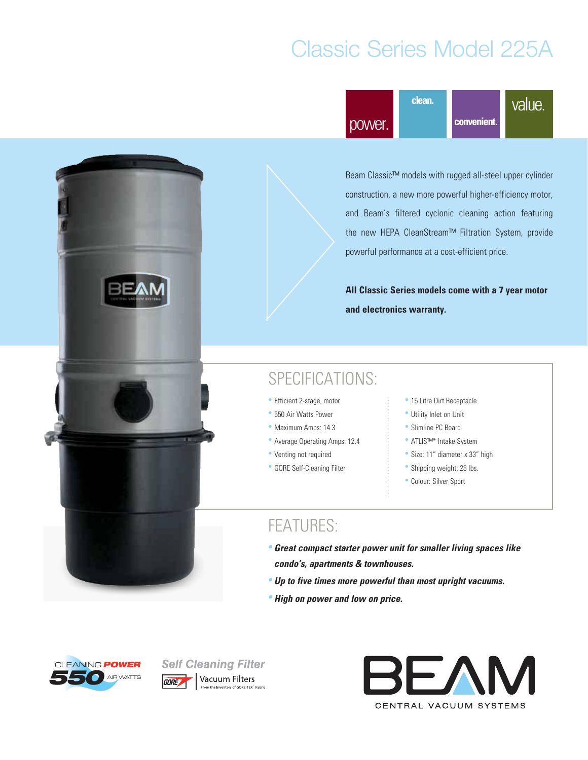# Classic Series Model 225A

power. clean. convenient. value.

Beam Classic™ models with rugged all-steel upper cylinder construction, a new more powerful higher-efficiency motor, and Beam's filtered cyclonic cleaning action featuring the new HEPA CleanStream™ Filtration System, provide powerful performance at a cost-efficient price.

**All Classic Series models come with a 7 year motor and electronics warranty.**

## SPECIFICATIONS:

- Efficient 2-stage, motor
- 550 Air Watts Power
- Maximum Amps: 14.3
- Average Operating Amps: 12.4
- Venting not required
- GORE Self-Cleaning Filter
- 15 Litre Dirt Receptacle
- Utility Inlet on Unit
- Slimline PC Board
- ATLIS™* Intake System
- Size: 11" diameter x 33" high
- Shipping weight: 28 lbs.
- Colour: Silver Sport

## FEATURES:

- ***Great compact starter power unit for smaller living spaces like condo's, apartments & townhouses.***
- ***Up to five times more powerful than most upright vacuums.***
- ***High on power and low on price.***

CLEANING POWER 550 AIR WATTS

Self Cleaning Filter — GORE Vacuum Filters — From the Inventors of GORE-TEX® Fabric

BEAM CENTRAL VACUUM SYSTEMS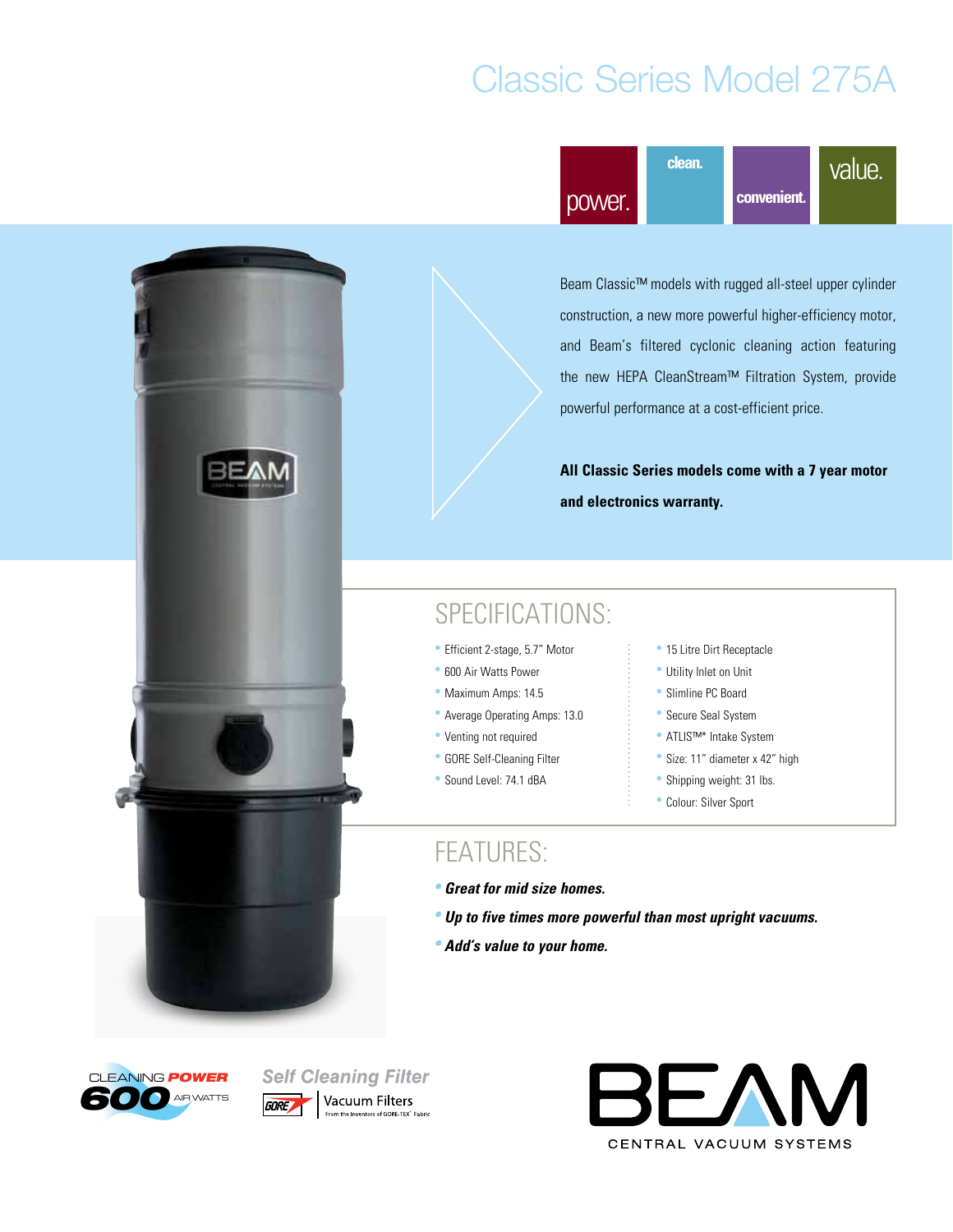# Classic Series Model 275A

power. clean. convenient. value.

Beam Classic™ models with rugged all-steel upper cylinder construction, a new more powerful higher-efficiency motor, and Beam's filtered cyclonic cleaning action featuring the new HEPA CleanStream™ Filtration System, provide powerful performance at a cost-efficient price.

**All Classic Series models come with a 7 year motor and electronics warranty.**

## SPECIFICATIONS:

- Efficient 2-stage, 5.7" Motor
- 600 Air Watts Power
- Maximum Amps: 14.5
- Average Operating Amps: 13.0
- Venting not required
- GORE Self-Cleaning Filter
- Sound Level: 74.1 dBA
- 15 Litre Dirt Receptacle
- Utility Inlet on Unit
- Slimline PC Board
- Secure Seal System
- ATLIS™* Intake System
- Size: 11" diameter x 42" high
- Shipping weight: 31 lbs.
- Colour: Silver Sport

## FEATURES:

- ***Great for mid size homes.***
- ***Up to five times more powerful than most upright vacuums.***
- ***Add's value to your home.***

CLEANING POWER 600 AIR WATTS

Self Cleaning Filter
GORE Vacuum Filters — From the Inventors of GORE-TEX® Fabric

BEAM CENTRAL VACUUM SYSTEMS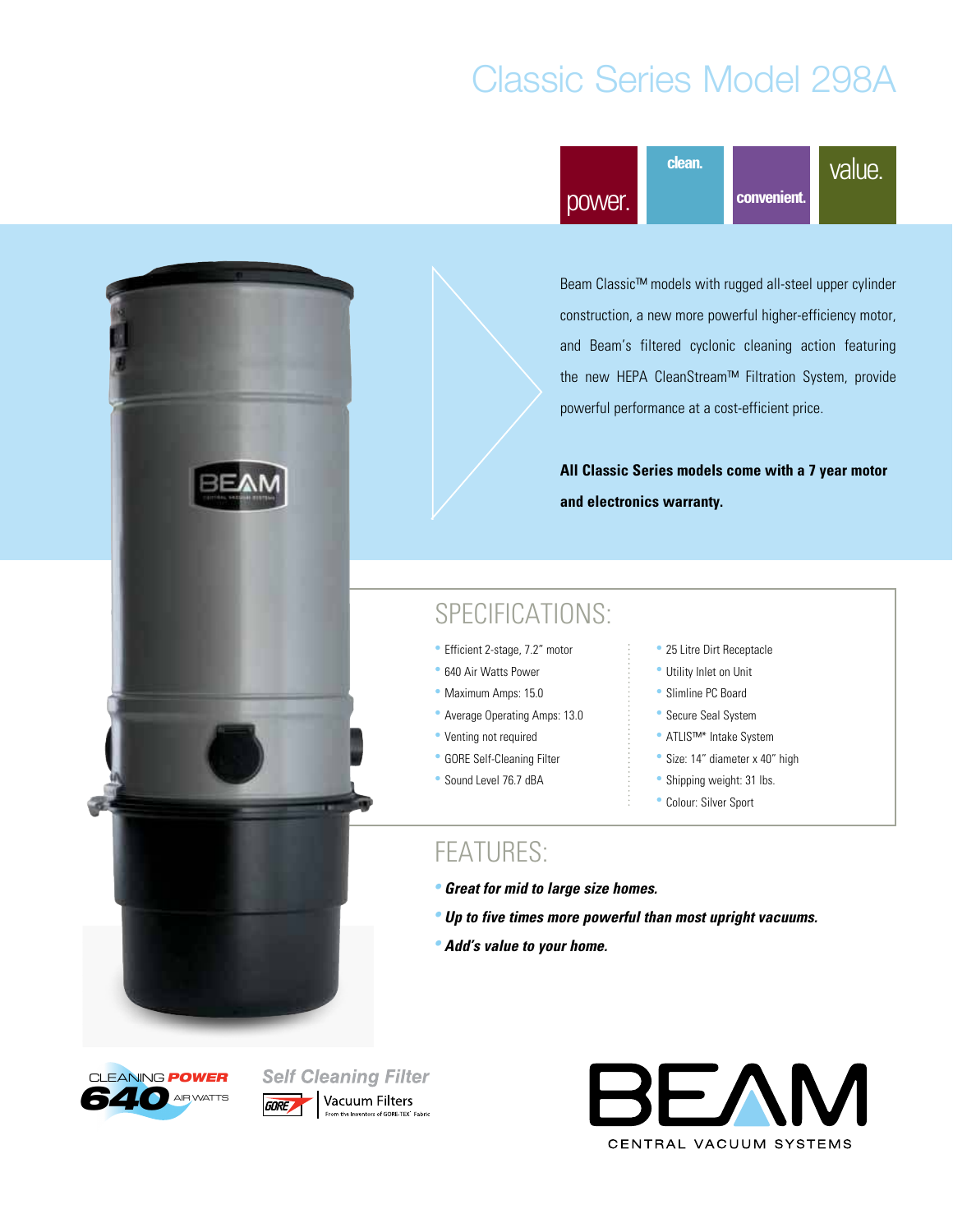# Classic Series Model 298A

power. clean. convenient. value.

Beam Classic™ models with rugged all-steel upper cylinder construction, a new more powerful higher-efficiency motor, and Beam's filtered cyclonic cleaning action featuring the new HEPA CleanStream™ Filtration System, provide powerful performance at a cost-efficient price.

**All Classic Series models come with a 7 year motor and electronics warranty.**

## SPECIFICATIONS:

- Efficient 2-stage, 7.2" motor
- 640 Air Watts Power
- Maximum Amps: 15.0
- Average Operating Amps: 13.0
- Venting not required
- GORE Self-Cleaning Filter
- Sound Level 76.7 dBA
- 25 Litre Dirt Receptacle
- Utility Inlet on Unit
- Slimline PC Board
- Secure Seal System
- ATLIS™* Intake System
- Size: 14" diameter x 40" high
- Shipping weight: 31 lbs.
- Colour: Silver Sport

## FEATURES:

- ***Great for mid to large size homes.***
- ***Up to five times more powerful than most upright vacuums.***
- ***Add's value to your home.***

CLEANING POWER 640 AIR WATTS

Self Cleaning Filter

GORE Vacuum Filters
From the Inventors of GORE-TEX® Fabric

BEAM
CENTRAL VACUUM SYSTEMS